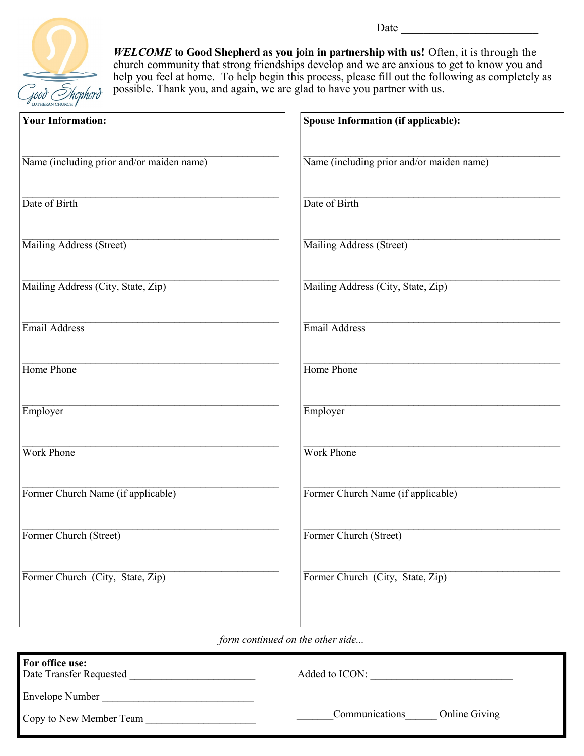Date ________________________

Good Shepherd
LUTHERAN CHURCH

***WELCOME* to Good Shepherd as you join in partnership with us!** Often, it is through the church community that strong friendships develop and we are anxious to get to know you and help you feel at home. To help begin this process, please fill out the following as completely as possible. Thank you, and again, we are glad to have you partner with us.

**Your Information:**

_______________________________________________
Name (including prior and/or maiden name)

_______________________________________________
Date of Birth

_______________________________________________
Mailing Address (Street)

_______________________________________________
Mailing Address (City, State, Zip)

_______________________________________________
Email Address

_______________________________________________
Home Phone

_______________________________________________
Employer

_______________________________________________
Work Phone

_______________________________________________
Former Church Name (if applicable)

_______________________________________________
Former Church (Street)

_______________________________________________
Former Church (City, State, Zip)

**Spouse Information (if applicable):**

_______________________________________________
Name (including prior and/or maiden name)

_______________________________________________
Date of Birth

_______________________________________________
Mailing Address (Street)

_______________________________________________
Mailing Address (City, State, Zip)

_______________________________________________
Email Address

_______________________________________________
Home Phone

_______________________________________________
Employer

_______________________________________________
Work Phone

_______________________________________________
Former Church Name (if applicable)

_______________________________________________
Former Church (Street)

_______________________________________________
Former Church (City, State, Zip)

*form continued on the other side...*

**For office use:**

Date Transfer Requested ________________________

Envelope Number ______________________________

Copy to New Member Team _____________________

Added to ICON: ___________________________

_______Communications______ Online Giving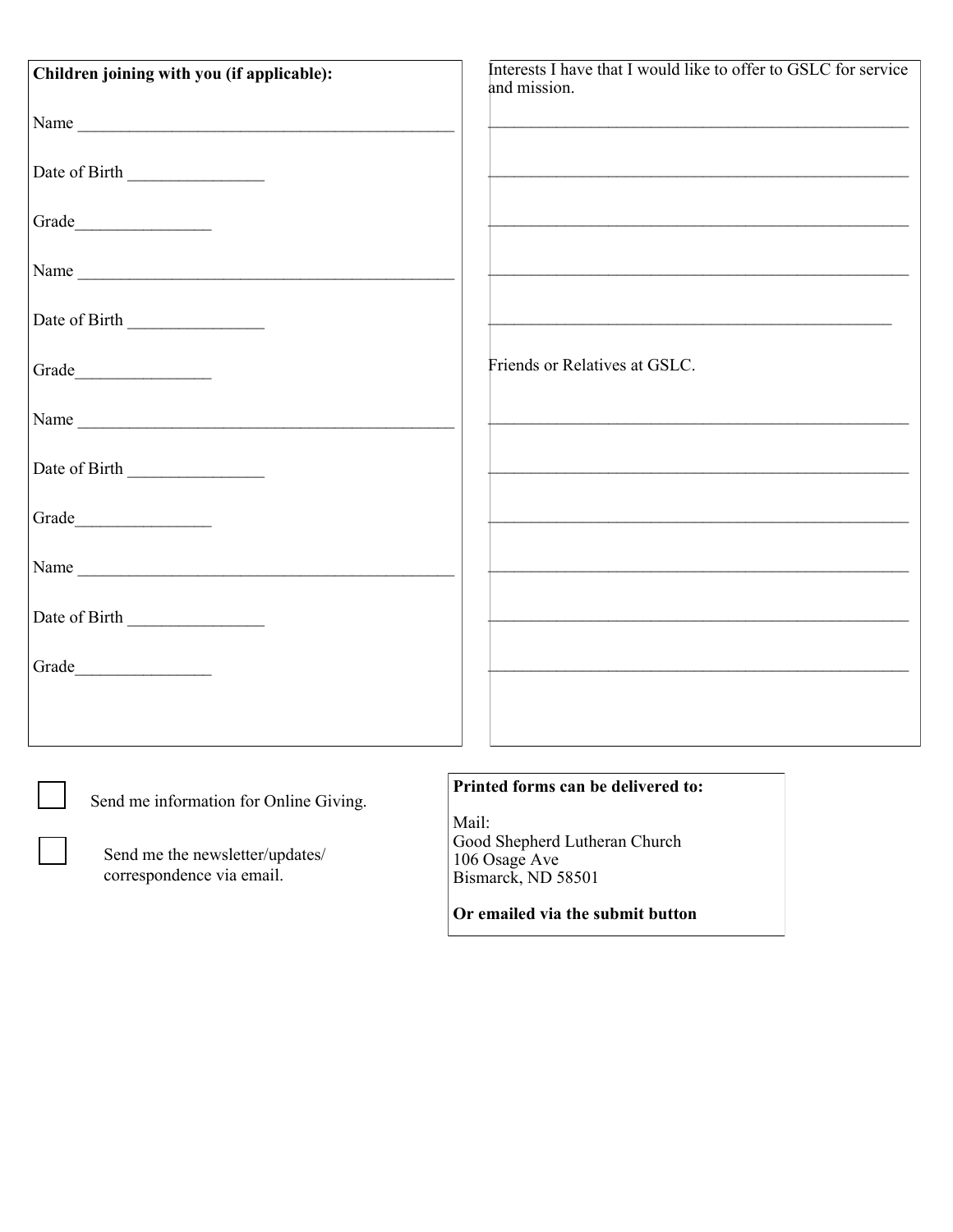**Children joining with you (if applicable):**

Name ____________________________________________

Date of Birth ________________

Grade________________

Name ____________________________________________

Date of Birth ________________

Grade________________

Name ____________________________________________

Date of Birth ________________

Grade________________

Name ____________________________________________

Date of Birth ________________

Grade________________

Interests I have that I would like to offer to GSLC for service and mission.

__________________________________________________

__________________________________________________

__________________________________________________

__________________________________________________

__________________________________________________

Friends or Relatives at GSLC.

__________________________________________________

__________________________________________________

__________________________________________________

__________________________________________________

__________________________________________________

__________________________________________________

☐ Send me information for Online Giving.

☐ Send me the newsletter/updates/ correspondence via email.

**Printed forms can be delivered to:**

Mail:
Good Shepherd Lutheran Church
106 Osage Ave
Bismarck, ND 58501

**Or emailed via the submit button**